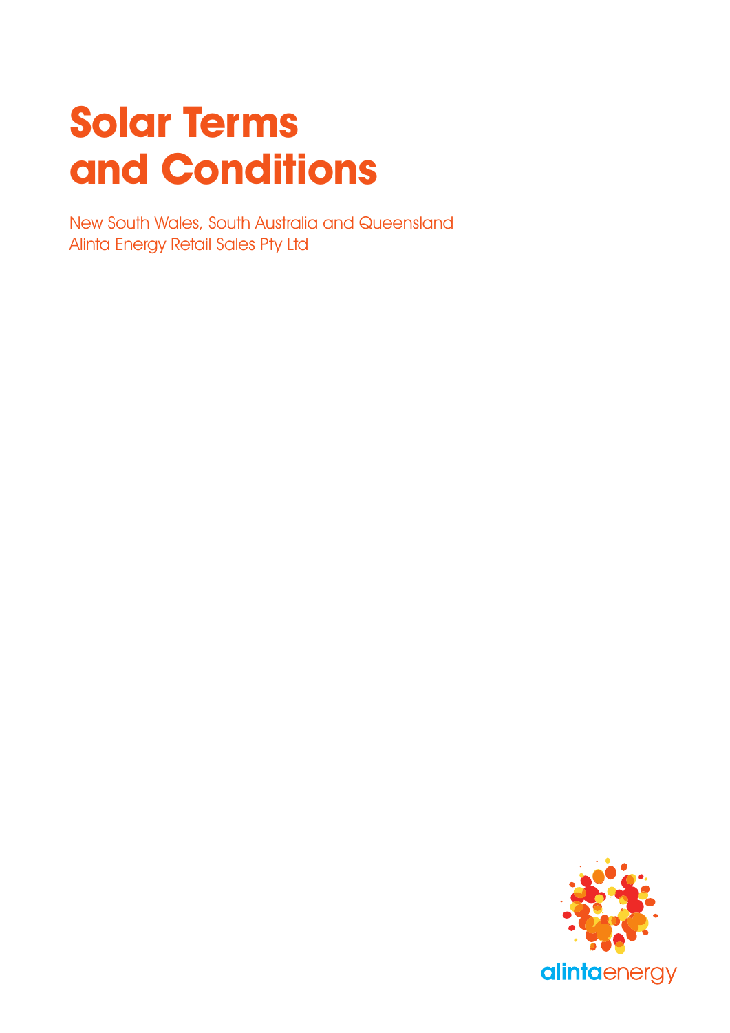# Solar Terms and Conditions

New South Wales, South Australia and Queensland
Alinta Energy Retail Sales Pty Ltd

alintaenergy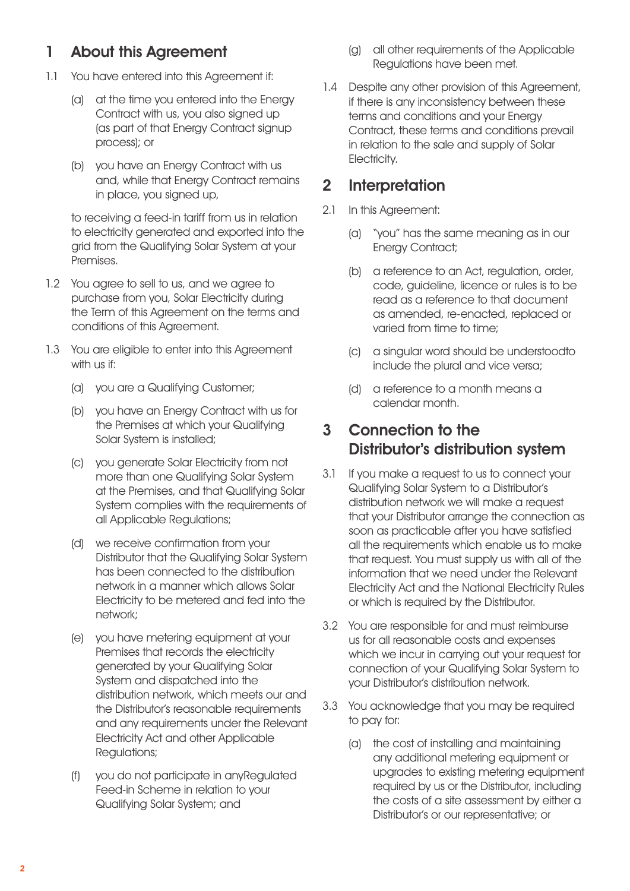## 1 About this Agreement

1.1 You have entered into this Agreement if:

(a) at the time you entered into the Energy Contract with us, you also signed up (as part of that Energy Contract signup process); or

(b) you have an Energy Contract with us and, while that Energy Contract remains in place, you signed up,

to receiving a feed-in tariff from us in relation to electricity generated and exported into the grid from the Qualifying Solar System at your Premises.

1.2 You agree to sell to us, and we agree to purchase from you, Solar Electricity during the Term of this Agreement on the terms and conditions of this Agreement.

1.3 You are eligible to enter into this Agreement with us if:

(a) you are a Qualifying Customer;

(b) you have an Energy Contract with us for the Premises at which your Qualifying Solar System is installed;

(c) you generate Solar Electricity from not more than one Qualifying Solar System at the Premises, and that Qualifying Solar System complies with the requirements of all Applicable Regulations;

(d) we receive confirmation from your Distributor that the Qualifying Solar System has been connected to the distribution network in a manner which allows Solar Electricity to be metered and fed into the network;

(e) you have metering equipment at your Premises that records the electricity generated by your Qualifying Solar System and dispatched into the distribution network, which meets our and the Distributor's reasonable requirements and any requirements under the Relevant Electricity Act and other Applicable Regulations;

(f) you do not participate in anyRegulated Feed-in Scheme in relation to your Qualifying Solar System; and

(g) all other requirements of the Applicable Regulations have been met.

1.4 Despite any other provision of this Agreement, if there is any inconsistency between these terms and conditions and your Energy Contract, these terms and conditions prevail in relation to the sale and supply of Solar Electricity.

## 2 Interpretation

2.1 In this Agreement:

(a) "you" has the same meaning as in our Energy Contract;

(b) a reference to an Act, regulation, order, code, guideline, licence or rules is to be read as a reference to that document as amended, re-enacted, replaced or varied from time to time;

(c) a singular word should be understoodto include the plural and vice versa;

(d) a reference to a month means a calendar month.

## 3 Connection to the Distributor's distribution system

3.1 If you make a request to us to connect your Qualifying Solar System to a Distributor's distribution network we will make a request that your Distributor arrange the connection as soon as practicable after you have satisfied all the requirements which enable us to make that request. You must supply us with all of the information that we need under the Relevant Electricity Act and the National Electricity Rules or which is required by the Distributor.

3.2 You are responsible for and must reimburse us for all reasonable costs and expenses which we incur in carrying out your request for connection of your Qualifying Solar System to your Distributor's distribution network.

3.3 You acknowledge that you may be required to pay for:

(a) the cost of installing and maintaining any additional metering equipment or upgrades to existing metering equipment required by us or the Distributor, including the costs of a site assessment by either a Distributor's or our representative; or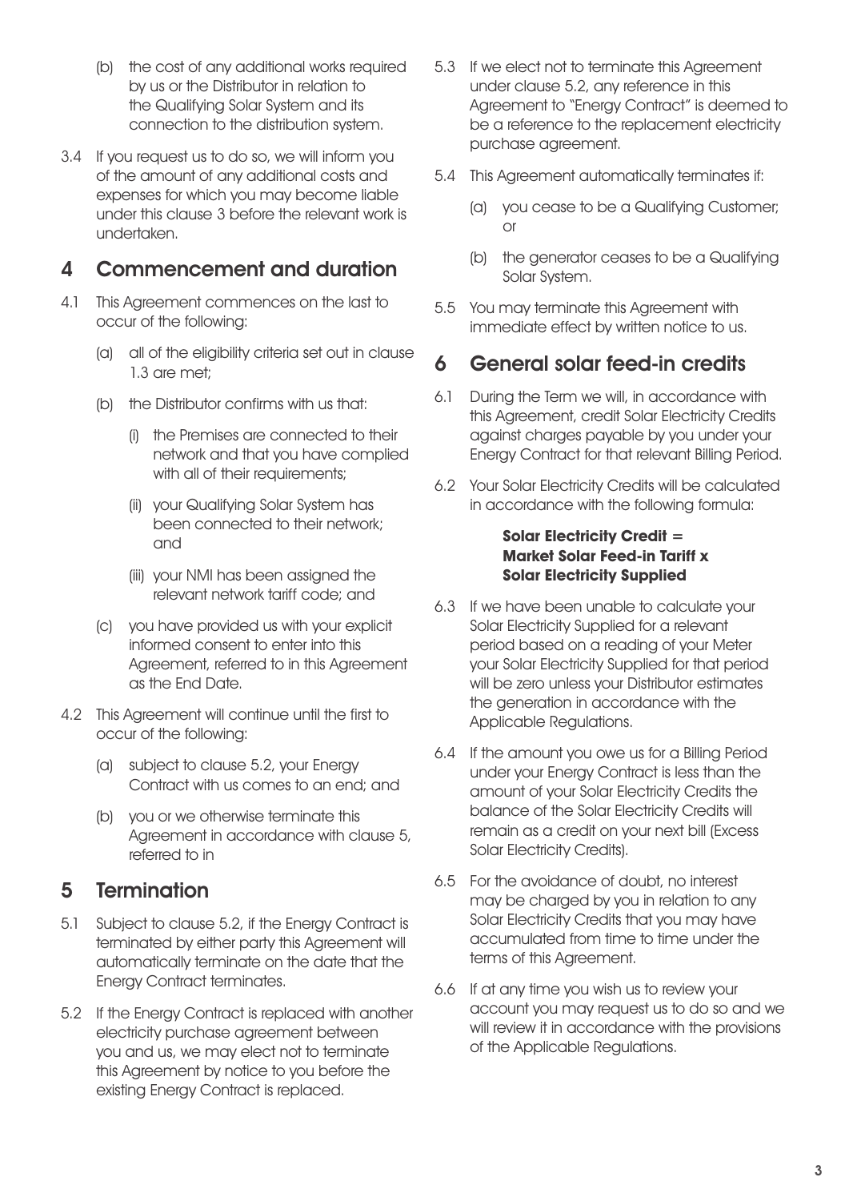(b) the cost of any additional works required by us or the Distributor in relation to the Qualifying Solar System and its connection to the distribution system.

3.4 If you request us to do so, we will inform you of the amount of any additional costs and expenses for which you may become liable under this clause 3 before the relevant work is undertaken.

## 4 Commencement and duration

4.1 This Agreement commences on the last to occur of the following:

(a) all of the eligibility criteria set out in clause 1.3 are met;

(b) the Distributor confirms with us that:

(i) the Premises are connected to their network and that you have complied with all of their requirements;

(ii) your Qualifying Solar System has been connected to their network; and

(iii) your NMI has been assigned the relevant network tariff code; and

(c) you have provided us with your explicit informed consent to enter into this Agreement, referred to in this Agreement as the End Date.

4.2 This Agreement will continue until the first to occur of the following:

(a) subject to clause 5.2, your Energy Contract with us comes to an end; and

(b) you or we otherwise terminate this Agreement in accordance with clause 5, referred to in

## 5 Termination

5.1 Subject to clause 5.2, if the Energy Contract is terminated by either party this Agreement will automatically terminate on the date that the Energy Contract terminates.

5.2 If the Energy Contract is replaced with another electricity purchase agreement between you and us, we may elect not to terminate this Agreement by notice to you before the existing Energy Contract is replaced.

5.3 If we elect not to terminate this Agreement under clause 5.2, any reference in this Agreement to "Energy Contract" is deemed to be a reference to the replacement electricity purchase agreement.

5.4 This Agreement automatically terminates if:

(a) you cease to be a Qualifying Customer; or

(b) the generator ceases to be a Qualifying Solar System.

5.5 You may terminate this Agreement with immediate effect by written notice to us.

## 6 General solar feed-in credits

6.1 During the Term we will, in accordance with this Agreement, credit Solar Electricity Credits against charges payable by you under your Energy Contract for that relevant Billing Period.

6.2 Your Solar Electricity Credits will be calculated in accordance with the following formula:

**Solar Electricity Credit = Market Solar Feed-in Tariff x Solar Electricity Supplied**

6.3 If we have been unable to calculate your Solar Electricity Supplied for a relevant period based on a reading of your Meter your Solar Electricity Supplied for that period will be zero unless your Distributor estimates the generation in accordance with the Applicable Regulations.

6.4 If the amount you owe us for a Billing Period under your Energy Contract is less than the amount of your Solar Electricity Credits the balance of the Solar Electricity Credits will remain as a credit on your next bill (Excess Solar Electricity Credits).

6.5 For the avoidance of doubt, no interest may be charged by you in relation to any Solar Electricity Credits that you may have accumulated from time to time under the terms of this Agreement.

6.6 If at any time you wish us to review your account you may request us to do so and we will review it in accordance with the provisions of the Applicable Regulations.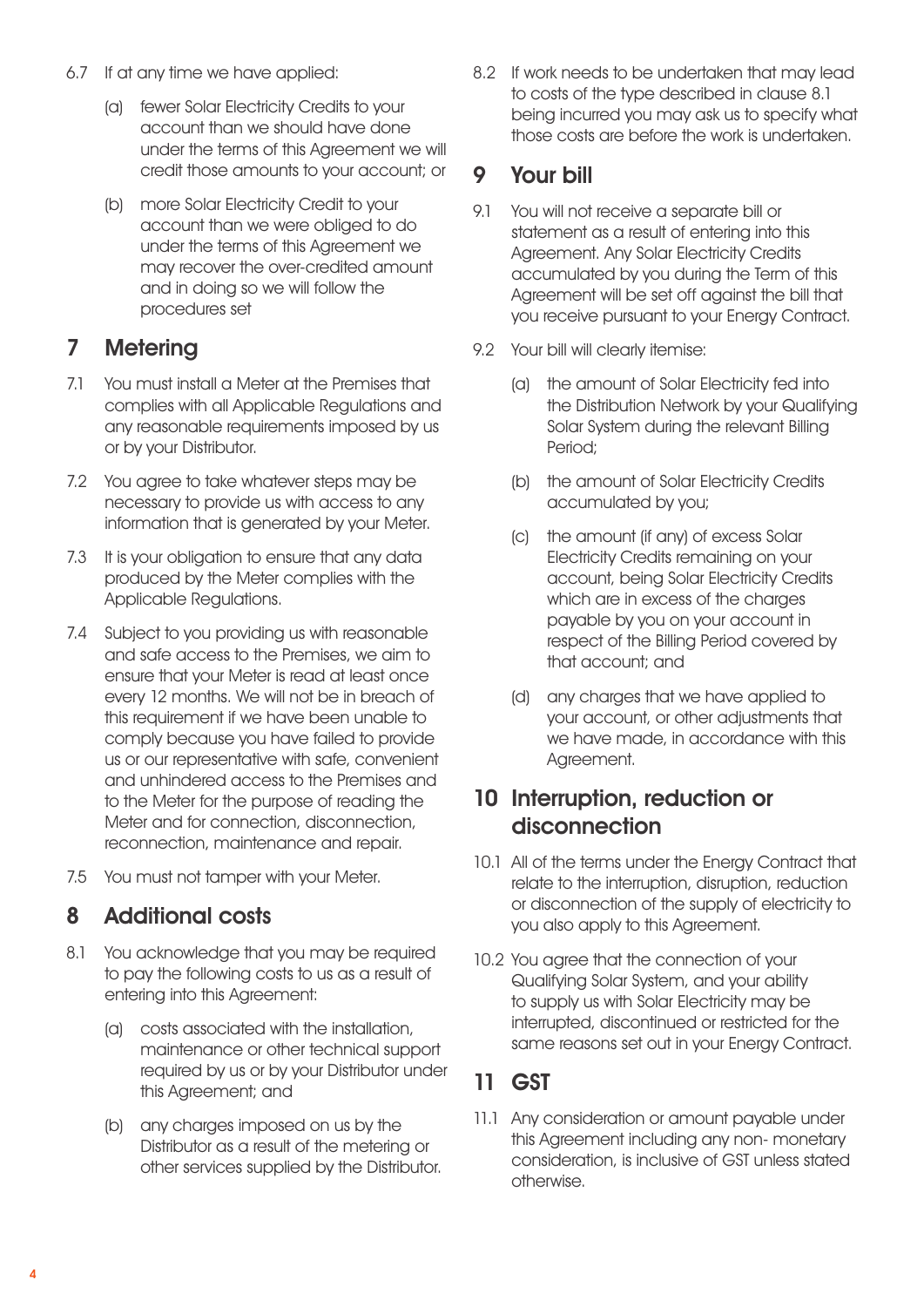6.7 If at any time we have applied:

(a) fewer Solar Electricity Credits to your account than we should have done under the terms of this Agreement we will credit those amounts to your account; or

(b) more Solar Electricity Credit to your account than we were obliged to do under the terms of this Agreement we may recover the over-credited amount and in doing so we will follow the procedures set

## 7 Metering

7.1 You must install a Meter at the Premises that complies with all Applicable Regulations and any reasonable requirements imposed by us or by your Distributor.

7.2 You agree to take whatever steps may be necessary to provide us with access to any information that is generated by your Meter.

7.3 It is your obligation to ensure that any data produced by the Meter complies with the Applicable Regulations.

7.4 Subject to you providing us with reasonable and safe access to the Premises, we aim to ensure that your Meter is read at least once every 12 months. We will not be in breach of this requirement if we have been unable to comply because you have failed to provide us or our representative with safe, convenient and unhindered access to the Premises and to the Meter for the purpose of reading the Meter and for connection, disconnection, reconnection, maintenance and repair.

7.5 You must not tamper with your Meter.

## 8 Additional costs

8.1 You acknowledge that you may be required to pay the following costs to us as a result of entering into this Agreement:

(a) costs associated with the installation, maintenance or other technical support required by us or by your Distributor under this Agreement; and

(b) any charges imposed on us by the Distributor as a result of the metering or other services supplied by the Distributor.

8.2 If work needs to be undertaken that may lead to costs of the type described in clause 8.1 being incurred you may ask us to specify what those costs are before the work is undertaken.

## 9 Your bill

9.1 You will not receive a separate bill or statement as a result of entering into this Agreement. Any Solar Electricity Credits accumulated by you during the Term of this Agreement will be set off against the bill that you receive pursuant to your Energy Contract.

9.2 Your bill will clearly itemise:

(a) the amount of Solar Electricity fed into the Distribution Network by your Qualifying Solar System during the relevant Billing Period;

(b) the amount of Solar Electricity Credits accumulated by you;

(c) the amount (if any) of excess Solar Electricity Credits remaining on your account, being Solar Electricity Credits which are in excess of the charges payable by you on your account in respect of the Billing Period covered by that account; and

(d) any charges that we have applied to your account, or other adjustments that we have made, in accordance with this Agreement.

## 10 Interruption, reduction or disconnection

10.1 All of the terms under the Energy Contract that relate to the interruption, disruption, reduction or disconnection of the supply of electricity to you also apply to this Agreement.

10.2 You agree that the connection of your Qualifying Solar System, and your ability to supply us with Solar Electricity may be interrupted, discontinued or restricted for the same reasons set out in your Energy Contract.

## 11 GST

11.1 Any consideration or amount payable under this Agreement including any non- monetary consideration, is inclusive of GST unless stated otherwise.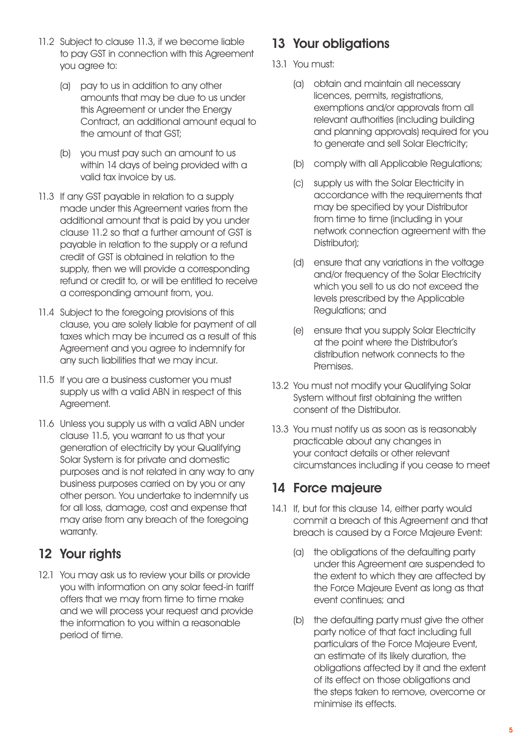11.2 Subject to clause 11.3, if we become liable to pay GST in connection with this Agreement you agree to:

(a) pay to us in addition to any other amounts that may be due to us under this Agreement or under the Energy Contract, an additional amount equal to the amount of that GST;

(b) you must pay such an amount to us within 14 days of being provided with a valid tax invoice by us.

11.3 If any GST payable in relation to a supply made under this Agreement varies from the additional amount that is paid by you under clause 11.2 so that a further amount of GST is payable in relation to the supply or a refund credit of GST is obtained in relation to the supply, then we will provide a corresponding refund or credit to, or will be entitled to receive a corresponding amount from, you.

11.4 Subject to the foregoing provisions of this clause, you are solely liable for payment of all taxes which may be incurred as a result of this Agreement and you agree to indemnify for any such liabilities that we may incur.

11.5 If you are a business customer you must supply us with a valid ABN in respect of this Agreement.

11.6 Unless you supply us with a valid ABN under clause 11.5, you warrant to us that your generation of electricity by your Qualifying Solar System is for private and domestic purposes and is not related in any way to any business purposes carried on by you or any other person. You undertake to indemnify us for all loss, damage, cost and expense that may arise from any breach of the foregoing warranty.

## 12 Your rights

12.1 You may ask us to review your bills or provide you with information on any solar feed-in tariff offers that we may from time to time make and we will process your request and provide the information to you within a reasonable period of time.

## 13 Your obligations

13.1 You must:

(a) obtain and maintain all necessary licences, permits, registrations, exemptions and/or approvals from all relevant authorities (including building and planning approvals) required for you to generate and sell Solar Electricity;

(b) comply with all Applicable Regulations;

(c) supply us with the Solar Electricity in accordance with the requirements that may be specified by your Distributor from time to time (including in your network connection agreement with the Distributor);

(d) ensure that any variations in the voltage and/or frequency of the Solar Electricity which you sell to us do not exceed the levels prescribed by the Applicable Regulations; and

(e) ensure that you supply Solar Electricity at the point where the Distributor's distribution network connects to the Premises.

13.2 You must not modify your Qualifying Solar System without first obtaining the written consent of the Distributor.

13.3 You must notify us as soon as is reasonably practicable about any changes in your contact details or other relevant circumstances including if you cease to meet

## 14 Force majeure

14.1 If, but for this clause 14, either party would commit a breach of this Agreement and that breach is caused by a Force Majeure Event:

(a) the obligations of the defaulting party under this Agreement are suspended to the extent to which they are affected by the Force Majeure Event as long as that event continues; and

(b) the defaulting party must give the other party notice of that fact including full particulars of the Force Majeure Event, an estimate of its likely duration, the obligations affected by it and the extent of its effect on those obligations and the steps taken to remove, overcome or minimise its effects.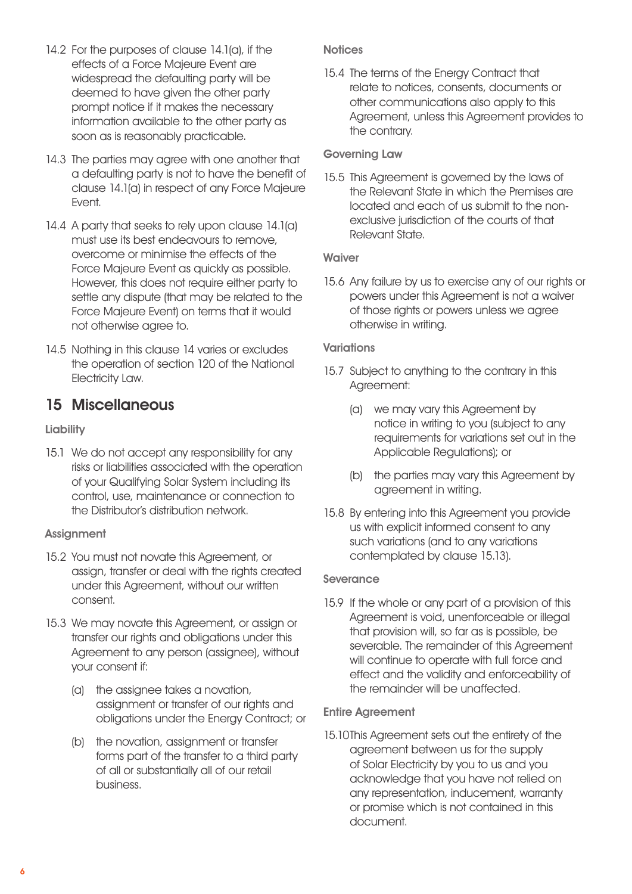14.2 For the purposes of clause 14.1(a), if the effects of a Force Majeure Event are widespread the defaulting party will be deemed to have given the other party prompt notice if it makes the necessary information available to the other party as soon as is reasonably practicable.

14.3 The parties may agree with one another that a defaulting party is not to have the benefit of clause 14.1(a) in respect of any Force Majeure Event.

14.4 A party that seeks to rely upon clause 14.1(a) must use its best endeavours to remove, overcome or minimise the effects of the Force Majeure Event as quickly as possible. However, this does not require either party to settle any dispute (that may be related to the Force Majeure Event) on terms that it would not otherwise agree to.

14.5 Nothing in this clause 14 varies or excludes the operation of section 120 of the National Electricity Law.

## 15 Miscellaneous

### Liability

15.1 We do not accept any responsibility for any risks or liabilities associated with the operation of your Qualifying Solar System including its control, use, maintenance or connection to the Distributor's distribution network.

### Assignment

15.2 You must not novate this Agreement, or assign, transfer or deal with the rights created under this Agreement, without our written consent.

15.3 We may novate this Agreement, or assign or transfer our rights and obligations under this Agreement to any person (assignee), without your consent if:

(a) the assignee takes a novation, assignment or transfer of our rights and obligations under the Energy Contract; or

(b) the novation, assignment or transfer forms part of the transfer to a third party of all or substantially all of our retail business.

### Notices

15.4 The terms of the Energy Contract that relate to notices, consents, documents or other communications also apply to this Agreement, unless this Agreement provides to the contrary.

### Governing Law

15.5 This Agreement is governed by the laws of the Relevant State in which the Premises are located and each of us submit to the non-exclusive jurisdiction of the courts of that Relevant State.

### Waiver

15.6 Any failure by us to exercise any of our rights or powers under this Agreement is not a waiver of those rights or powers unless we agree otherwise in writing.

### Variations

15.7 Subject to anything to the contrary in this Agreement:

(a) we may vary this Agreement by notice in writing to you (subject to any requirements for variations set out in the Applicable Regulations); or

(b) the parties may vary this Agreement by agreement in writing.

15.8 By entering into this Agreement you provide us with explicit informed consent to any such variations (and to any variations contemplated by clause 15.13).

### Severance

15.9 If the whole or any part of a provision of this Agreement is void, unenforceable or illegal that provision will, so far as is possible, be severable. The remainder of this Agreement will continue to operate with full force and effect and the validity and enforceability of the remainder will be unaffected.

### Entire Agreement

15.10 This Agreement sets out the entirety of the agreement between us for the supply of Solar Electricity by you to us and you acknowledge that you have not relied on any representation, inducement, warranty or promise which is not contained in this document.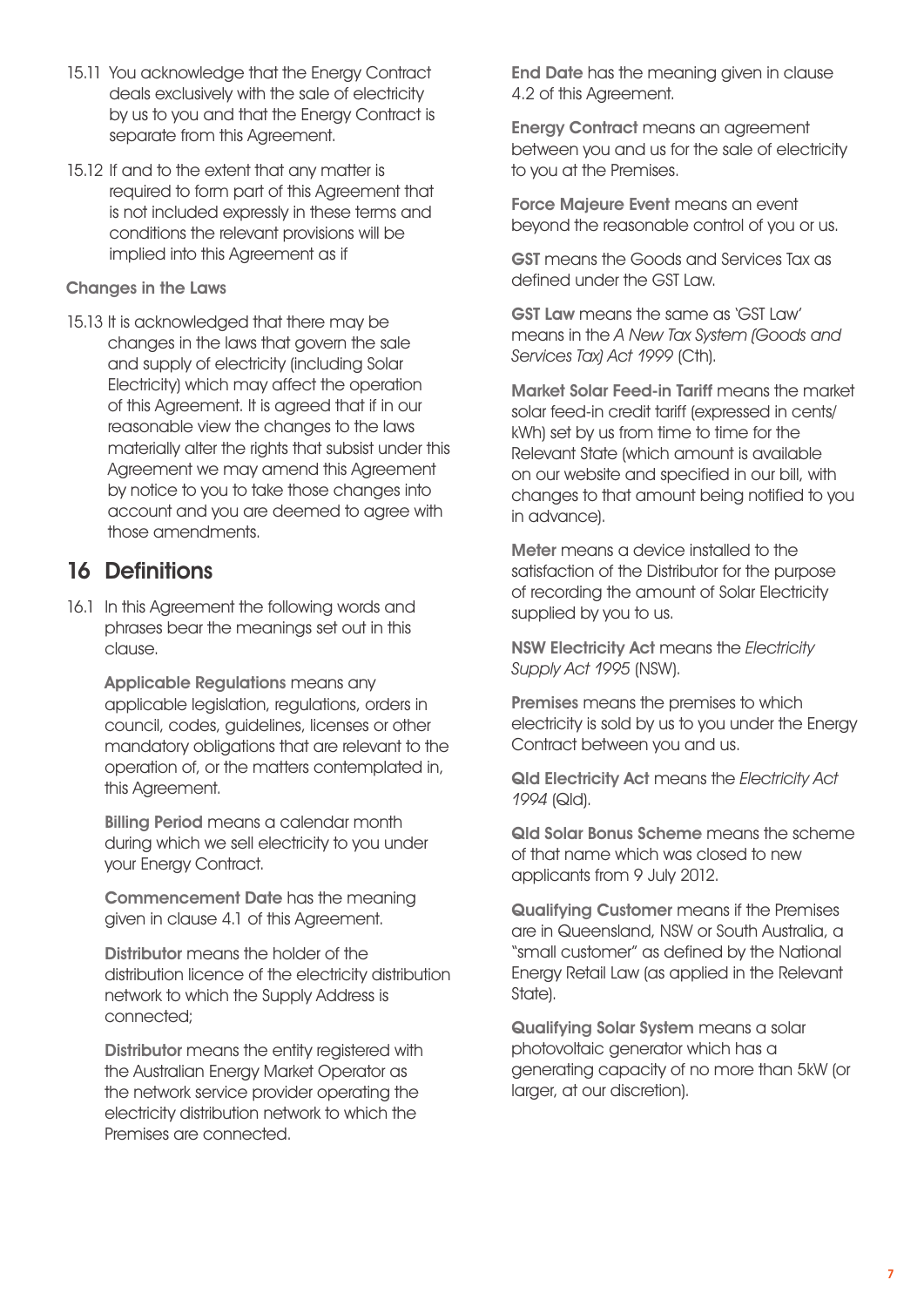15.11 You acknowledge that the Energy Contract deals exclusively with the sale of electricity by us to you and that the Energy Contract is separate from this Agreement.

15.12 If and to the extent that any matter is required to form part of this Agreement that is not included expressly in these terms and conditions the relevant provisions will be implied into this Agreement as if

**Changes in the Laws**

15.13 It is acknowledged that there may be changes in the laws that govern the sale and supply of electricity (including Solar Electricity) which may affect the operation of this Agreement. It is agreed that if in our reasonable view the changes to the laws materially alter the rights that subsist under this Agreement we may amend this Agreement by notice to you to take those changes into account and you are deemed to agree with those amendments.

## 16 Definitions

16.1 In this Agreement the following words and phrases bear the meanings set out in this clause.

**Applicable Regulations** means any applicable legislation, regulations, orders in council, codes, guidelines, licenses or other mandatory obligations that are relevant to the operation of, or the matters contemplated in, this Agreement.

**Billing Period** means a calendar month during which we sell electricity to you under your Energy Contract.

**Commencement Date** has the meaning given in clause 4.1 of this Agreement.

**Distributor** means the holder of the distribution licence of the electricity distribution network to which the Supply Address is connected;

**Distributor** means the entity registered with the Australian Energy Market Operator as the network service provider operating the electricity distribution network to which the Premises are connected.

**End Date** has the meaning given in clause 4.2 of this Agreement.

**Energy Contract** means an agreement between you and us for the sale of electricity to you at the Premises.

**Force Majeure Event** means an event beyond the reasonable control of you or us.

**GST** means the Goods and Services Tax as defined under the GST Law.

**GST Law** means the same as 'GST Law' means in the *A New Tax System (Goods and Services Tax) Act 1999* (Cth).

**Market Solar Feed-in Tariff** means the market solar feed-in credit tariff (expressed in cents/kWh) set by us from time to time for the Relevant State (which amount is available on our website and specified in our bill, with changes to that amount being notified to you in advance).

**Meter** means a device installed to the satisfaction of the Distributor for the purpose of recording the amount of Solar Electricity supplied by you to us.

**NSW Electricity Act** means the *Electricity Supply Act 1995* (NSW).

**Premises** means the premises to which electricity is sold by us to you under the Energy Contract between you and us.

**Qld Electricity Act** means the *Electricity Act 1994* (Qld).

**Qld Solar Bonus Scheme** means the scheme of that name which was closed to new applicants from 9 July 2012.

**Qualifying Customer** means if the Premises are in Queensland, NSW or South Australia, a "small customer" as defined by the National Energy Retail Law (as applied in the Relevant State).

**Qualifying Solar System** means a solar photovoltaic generator which has a generating capacity of no more than 5kW (or larger, at our discretion).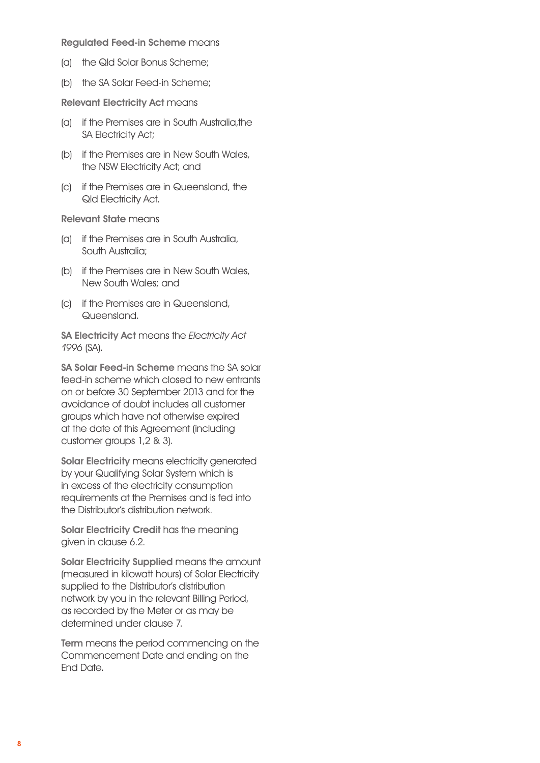**Regulated Feed-in Scheme** means

(a) the Qld Solar Bonus Scheme;

(b) the SA Solar Feed-in Scheme;

**Relevant Electricity Act** means

(a) if the Premises are in South Australia,the SA Electricity Act;

(b) if the Premises are in New South Wales, the NSW Electricity Act; and

(c) if the Premises are in Queensland, the Qld Electricity Act.

**Relevant State** means

(a) if the Premises are in South Australia, South Australia;

(b) if the Premises are in New South Wales, New South Wales; and

(c) if the Premises are in Queensland, Queensland.

**SA Electricity Act** means the *Electricity Act 1996* (SA).

**SA Solar Feed-in Scheme** means the SA solar feed-in scheme which closed to new entrants on or before 30 September 2013 and for the avoidance of doubt includes all customer groups which have not otherwise expired at the date of this Agreement (including customer groups 1,2 & 3).

**Solar Electricity** means electricity generated by your Qualifying Solar System which is in excess of the electricity consumption requirements at the Premises and is fed into the Distributor's distribution network.

**Solar Electricity Credit** has the meaning given in clause 6.2.

**Solar Electricity Supplied** means the amount (measured in kilowatt hours) of Solar Electricity supplied to the Distributor's distribution network by you in the relevant Billing Period, as recorded by the Meter or as may be determined under clause 7.

**Term** means the period commencing on the Commencement Date and ending on the End Date.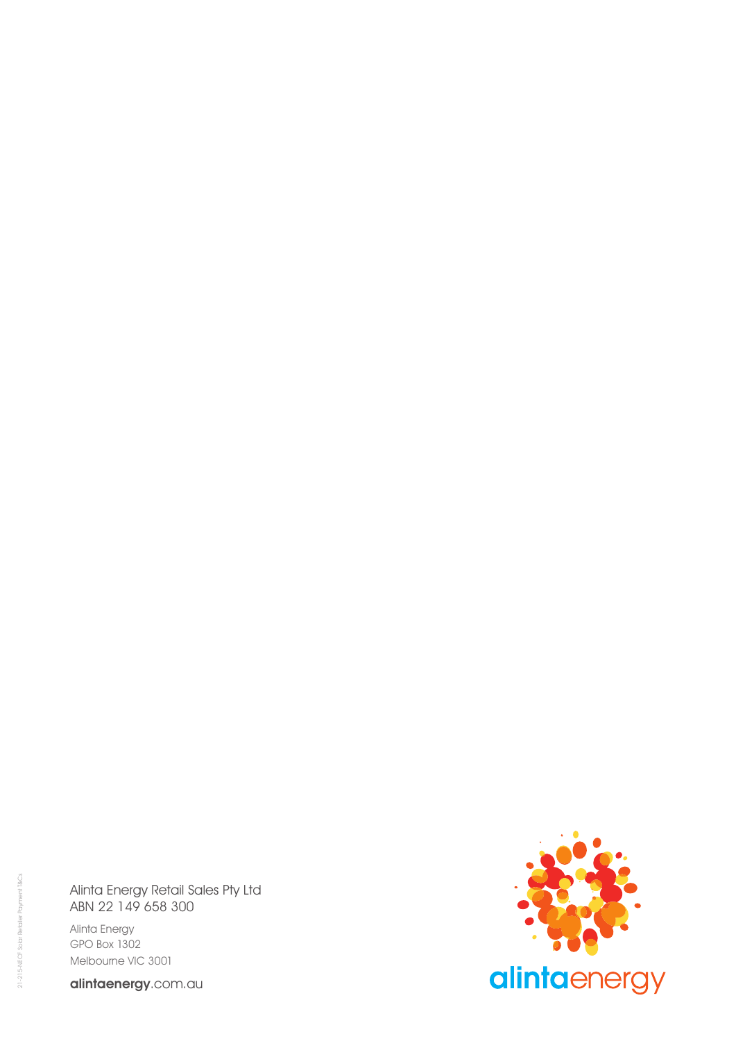Alinta Energy Retail Sales Pty Ltd
ABN 22 149 658 300

Alinta Energy
GPO Box 1302
Melbourne VIC 3001

**alintaenergy**.com.au

21-215-NECF Solar Retailer Payment T&Cs

alintaenergy